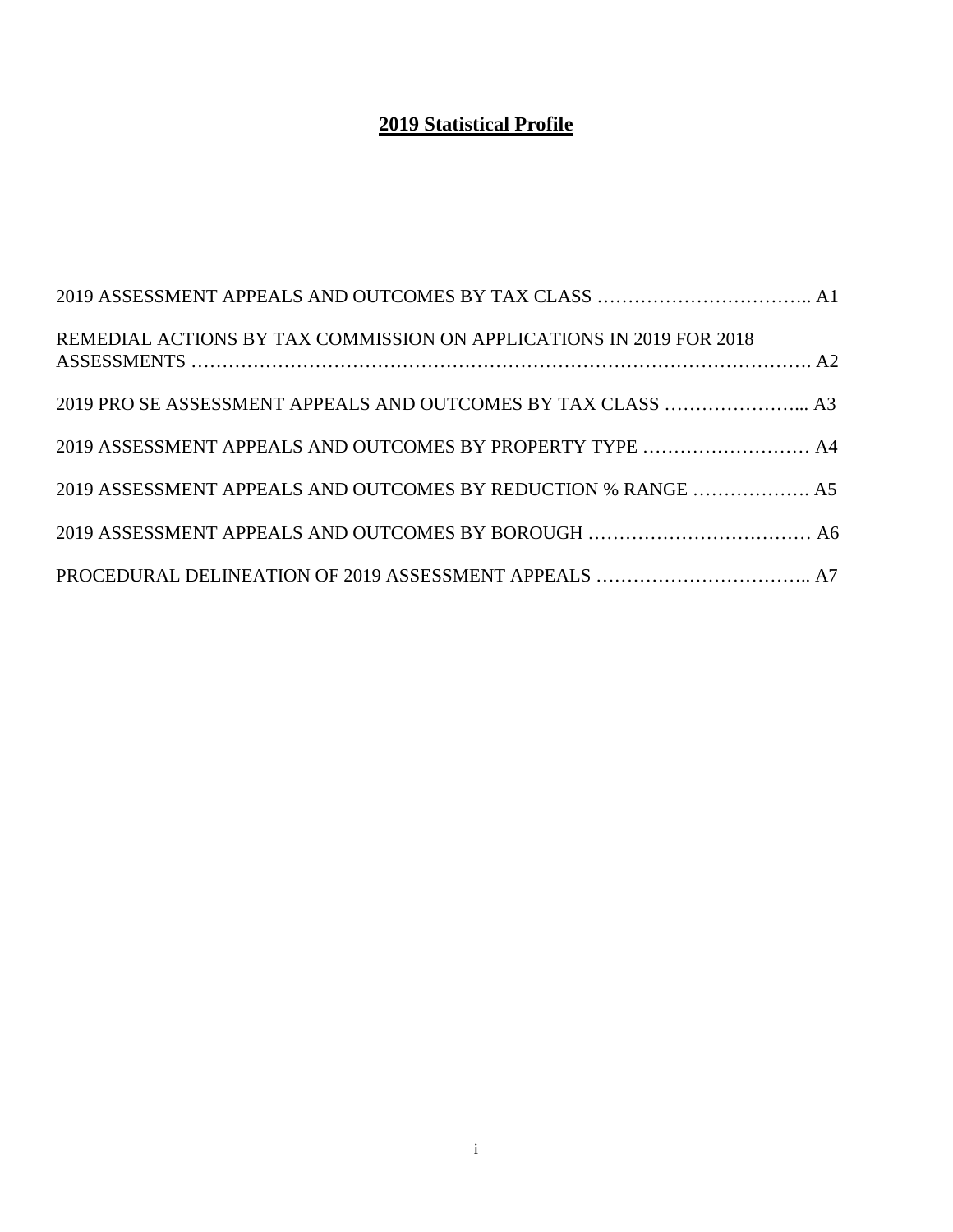# 2019 Statistical Profile

2019 ASSESSMENT APPEALS AND OUTCOMES BY TAX CLASS …………………………….. A1

REMEDIAL ACTIONS BY TAX COMMISSION ON APPLICATIONS IN 2019 FOR 2018 ASSESSMENTS ………………………………………………………………………………. A2

2019 PRO SE ASSESSMENT APPEALS AND OUTCOMES BY TAX CLASS …………………... A3

2019 ASSESSMENT APPEALS AND OUTCOMES BY PROPERTY TYPE ……………………… A4

2019 ASSESSMENT APPEALS AND OUTCOMES BY REDUCTION % RANGE ………………. A5

2019 ASSESSMENT APPEALS AND OUTCOMES BY BOROUGH ……………………………… A6

PROCEDURAL DELINEATION OF 2019 ASSESSMENT APPEALS …………………………….. A7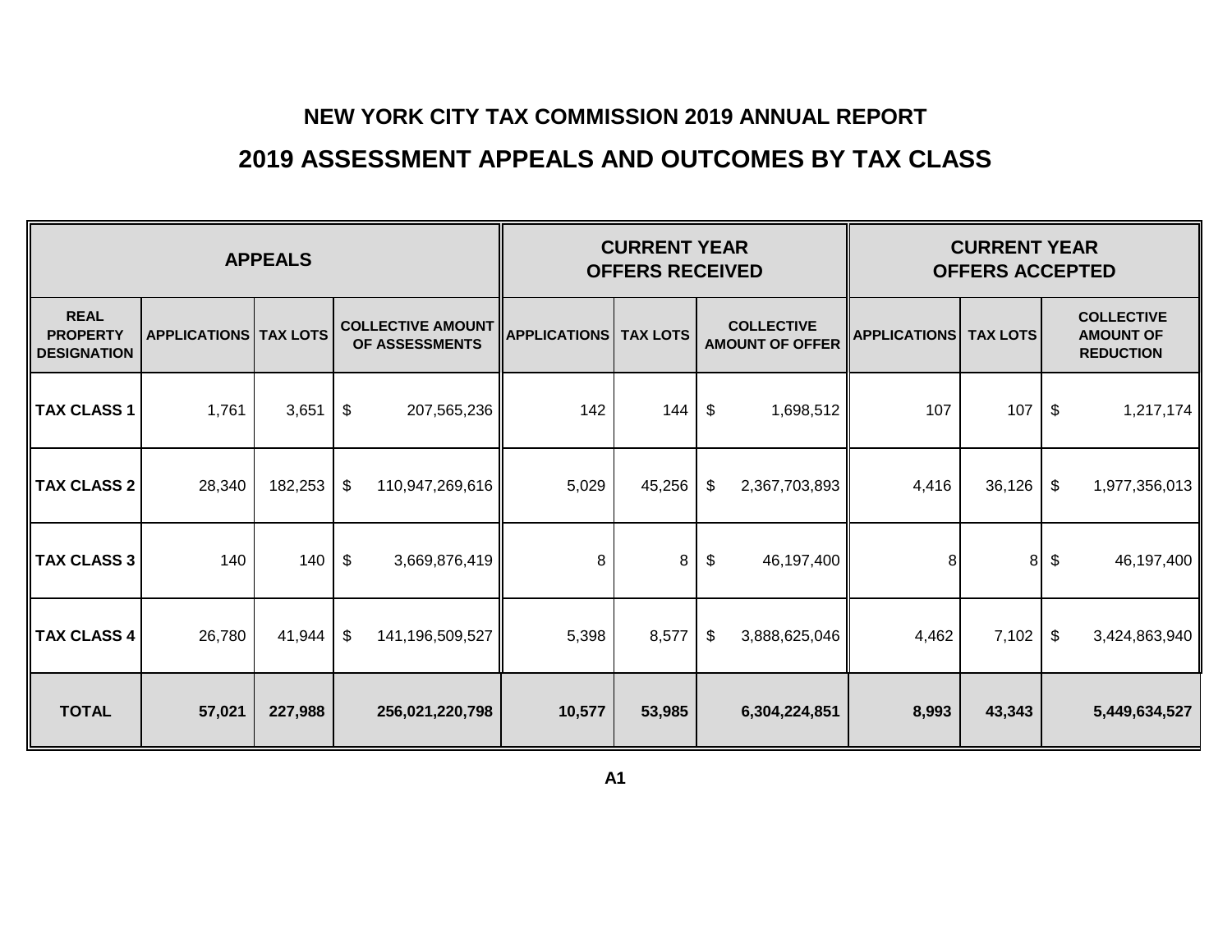# NEW YORK CITY TAX COMMISSION 2019 ANNUAL REPORT

## 2019 ASSESSMENT APPEALS AND OUTCOMES BY TAX CLASS

| APPEALS | | | | CURRENT YEAR OFFERS RECEIVED | | | CURRENT YEAR OFFERS ACCEPTED | | |
|---|---|---|---|---|---|---|---|---|---|
| REAL PROPERTY DESIGNATION | APPLICATIONS | TAX LOTS | COLLECTIVE AMOUNT OF ASSESSMENTS | APPLICATIONS | TAX LOTS | COLLECTIVE AMOUNT OF OFFER | APPLICATIONS | TAX LOTS | COLLECTIVE AMOUNT OF REDUCTION |
| **TAX CLASS 1** | 1,761 | 3,651 | $ 207,565,236 | 142 | 144 | $ 1,698,512 | 107 | 107 | $ 1,217,174 |
| **TAX CLASS 2** | 28,340 | 182,253 | $ 110,947,269,616 | 5,029 | 45,256 | $ 2,367,703,893 | 4,416 | 36,126 | $ 1,977,356,013 |
| **TAX CLASS 3** | 140 | 140 | $ 3,669,876,419 | 8 | 8 | $ 46,197,400 | 8 | 8 | $ 46,197,400 |
| **TAX CLASS 4** | 26,780 | 41,944 | $ 141,196,509,527 | 5,398 | 8,577 | $ 3,888,625,046 | 4,462 | 7,102 | $ 3,424,863,940 |
| **TOTAL** | **57,021** | **227,988** | **256,021,220,798** | **10,577** | **53,985** | **6,304,224,851** | **8,993** | **43,343** | **5,449,634,527** |

**A1**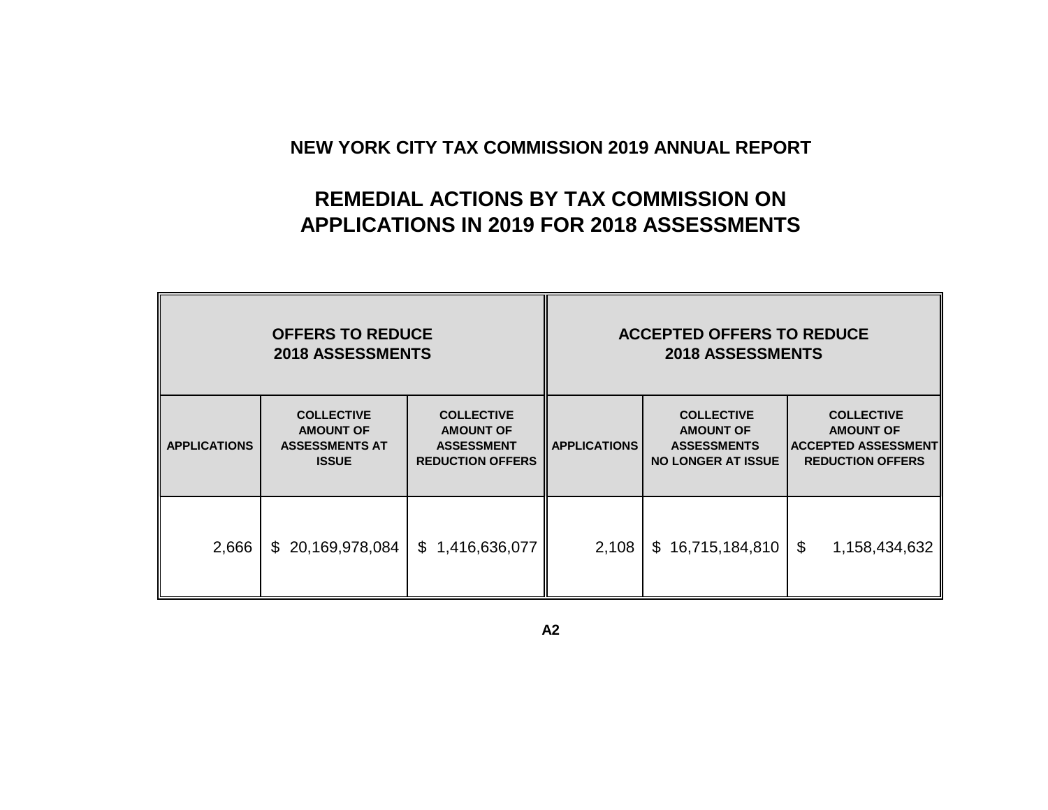# NEW YORK CITY TAX COMMISSION 2019 ANNUAL REPORT

## REMEDIAL ACTIONS BY TAX COMMISSION ON APPLICATIONS IN 2019 FOR 2018 ASSESSMENTS

| OFFERS TO REDUCE 2018 ASSESSMENTS | | | ACCEPTED OFFERS TO REDUCE 2018 ASSESSMENTS | | |
|---|---|---|---|---|---|
| APPLICATIONS | COLLECTIVE AMOUNT OF ASSESSMENTS AT ISSUE | COLLECTIVE AMOUNT OF ASSESSMENT REDUCTION OFFERS | APPLICATIONS | COLLECTIVE AMOUNT OF ASSESSMENTS NO LONGER AT ISSUE | COLLECTIVE AMOUNT OF ACCEPTED ASSESSMENT REDUCTION OFFERS |
| 2,666 | $ 20,169,978,084 | $ 1,416,636,077 | 2,108 | $ 16,715,184,810 | $ 1,158,434,632 |

A2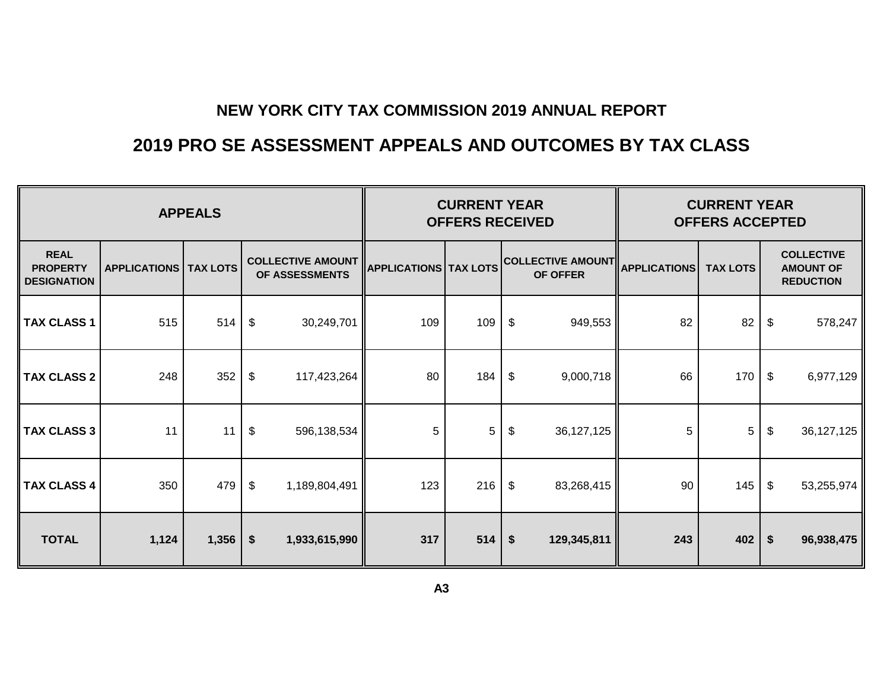# NEW YORK CITY TAX COMMISSION 2019 ANNUAL REPORT

## 2019 PRO SE ASSESSMENT APPEALS AND OUTCOMES BY TAX CLASS

| APPEALS | | | | CURRENT YEAR OFFERS RECEIVED | | | CURRENT YEAR OFFERS ACCEPTED | | |
|---|---|---|---|---|---|---|---|---|---|
| **REAL PROPERTY DESIGNATION** | **APPLICATIONS** | **TAX LOTS** | **COLLECTIVE AMOUNT OF ASSESSMENTS** | **APPLICATIONS** | **TAX LOTS** | **COLLECTIVE AMOUNT OF OFFER** | **APPLICATIONS** | **TAX LOTS** | **COLLECTIVE AMOUNT OF REDUCTION** |
| **TAX CLASS 1** | 515 | 514 | $ 30,249,701 | 109 | 109 | $ 949,553 | 82 | 82 | $ 578,247 |
| **TAX CLASS 2** | 248 | 352 | $ 117,423,264 | 80 | 184 | $ 9,000,718 | 66 | 170 | $ 6,977,129 |
| **TAX CLASS 3** | 11 | 11 | $ 596,138,534 | 5 | 5 | $ 36,127,125 | 5 | 5 | $ 36,127,125 |
| **TAX CLASS 4** | 350 | 479 | $ 1,189,804,491 | 123 | 216 | $ 83,268,415 | 90 | 145 | $ 53,255,974 |
| **TOTAL** | **1,124** | **1,356** | **$ 1,933,615,990** | **317** | **514** | **$ 129,345,811** | **243** | **402** | **$ 96,938,475** |

A3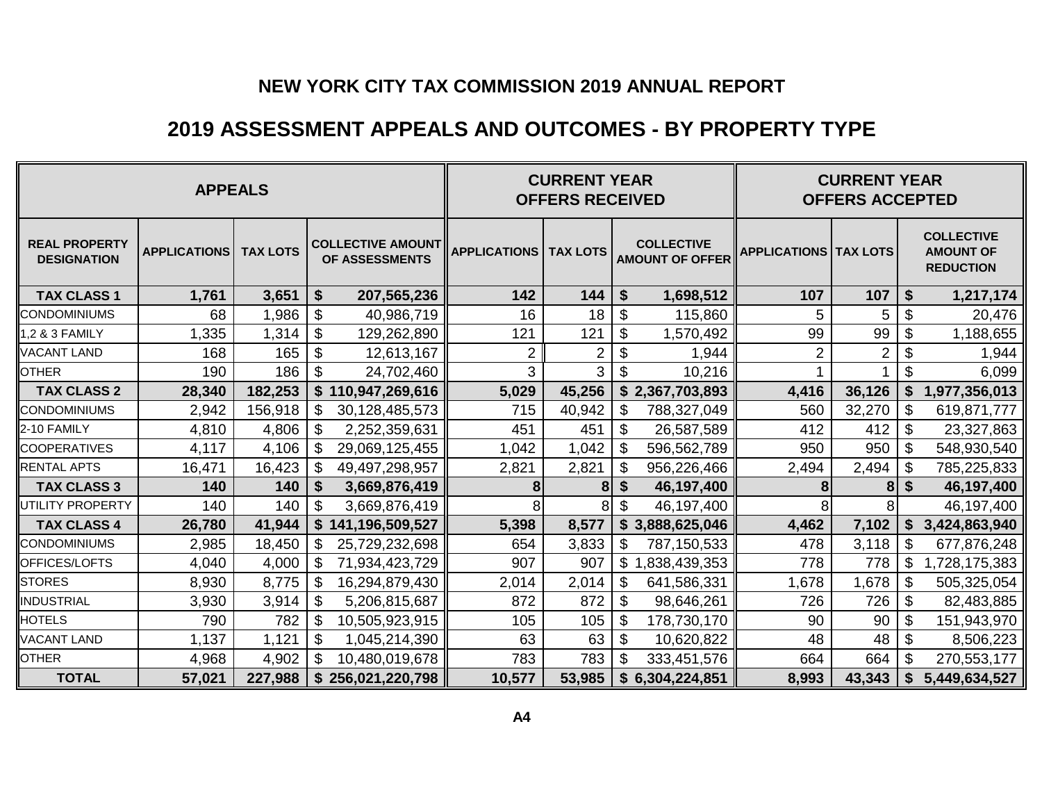# NEW YORK CITY TAX COMMISSION 2019 ANNUAL REPORT

## 2019 ASSESSMENT APPEALS AND OUTCOMES - BY PROPERTY TYPE

| APPEALS | | | | CURRENT YEAR OFFERS RECEIVED | | | CURRENT YEAR OFFERS ACCEPTED | | |
|---|---|---|---|---|---|---|---|---|---|
| REAL PROPERTY DESIGNATION | APPLICATIONS | TAX LOTS | COLLECTIVE AMOUNT OF ASSESSMENTS | APPLICATIONS | TAX LOTS | COLLECTIVE AMOUNT OF OFFER | APPLICATIONS | TAX LOTS | COLLECTIVE AMOUNT OF REDUCTION |
| **TAX CLASS 1** | **1,761** | **3,651** | **$ 207,565,236** | **142** | **144** | **$ 1,698,512** | **107** | **107** | **$ 1,217,174** |
| CONDOMINIUMS | 68 | 1,986 | $ 40,986,719 | 16 | 18 | $ 115,860 | 5 | 5 | $ 20,476 |
| 1,2 & 3 FAMILY | 1,335 | 1,314 | $ 129,262,890 | 121 | 121 | $ 1,570,492 | 99 | 99 | $ 1,188,655 |
| VACANT LAND | 168 | 165 | $ 12,613,167 | 2 | 2 | $ 1,944 | 2 | 2 | $ 1,944 |
| OTHER | 190 | 186 | $ 24,702,460 | 3 | 3 | $ 10,216 | 1 | 1 | $ 6,099 |
| **TAX CLASS 2** | **28,340** | **182,253** | **$ 110,947,269,616** | **5,029** | **45,256** | **$ 2,367,703,893** | **4,416** | **36,126** | **$ 1,977,356,013** |
| CONDOMINIUMS | 2,942 | 156,918 | $ 30,128,485,573 | 715 | 40,942 | $ 788,327,049 | 560 | 32,270 | $ 619,871,777 |
| 2-10 FAMILY | 4,810 | 4,806 | $ 2,252,359,631 | 451 | 451 | $ 26,587,589 | 412 | 412 | $ 23,327,863 |
| COOPERATIVES | 4,117 | 4,106 | $ 29,069,125,455 | 1,042 | 1,042 | $ 596,562,789 | 950 | 950 | $ 548,930,540 |
| RENTAL APTS | 16,471 | 16,423 | $ 49,497,298,957 | 2,821 | 2,821 | $ 956,226,466 | 2,494 | 2,494 | $ 785,225,833 |
| **TAX CLASS 3** | **140** | **140** | **$ 3,669,876,419** | **8** | **8** | **$ 46,197,400** | **8** | **8** | **$ 46,197,400** |
| UTILITY PROPERTY | 140 | 140 | $ 3,669,876,419 | 8 | 8 | $ 46,197,400 | 8 | 8 | 46,197,400 |
| **TAX CLASS 4** | **26,780** | **41,944** | **$ 141,196,509,527** | **5,398** | **8,577** | **$ 3,888,625,046** | **4,462** | **7,102** | **$ 3,424,863,940** |
| CONDOMINIUMS | 2,985 | 18,450 | $ 25,729,232,698 | 654 | 3,833 | $ 787,150,533 | 478 | 3,118 | $ 677,876,248 |
| OFFICES/LOFTS | 4,040 | 4,000 | $ 71,934,423,729 | 907 | 907 | $ 1,838,439,353 | 778 | 778 | $ 1,728,175,383 |
| STORES | 8,930 | 8,775 | $ 16,294,879,430 | 2,014 | 2,014 | $ 641,586,331 | 1,678 | 1,678 | $ 505,325,054 |
| INDUSTRIAL | 3,930 | 3,914 | $ 5,206,815,687 | 872 | 872 | $ 98,646,261 | 726 | 726 | $ 82,483,885 |
| HOTELS | 790 | 782 | $ 10,505,923,915 | 105 | 105 | $ 178,730,170 | 90 | 90 | $ 151,943,970 |
| VACANT LAND | 1,137 | 1,121 | $ 1,045,214,390 | 63 | 63 | $ 10,620,822 | 48 | 48 | $ 8,506,223 |
| OTHER | 4,968 | 4,902 | $ 10,480,019,678 | 783 | 783 | $ 333,451,576 | 664 | 664 | $ 270,553,177 |
| **TOTAL** | **57,021** | **227,988** | **$ 256,021,220,798** | **10,577** | **53,985** | **$ 6,304,224,851** | **8,993** | **43,343** | **$ 5,449,634,527** |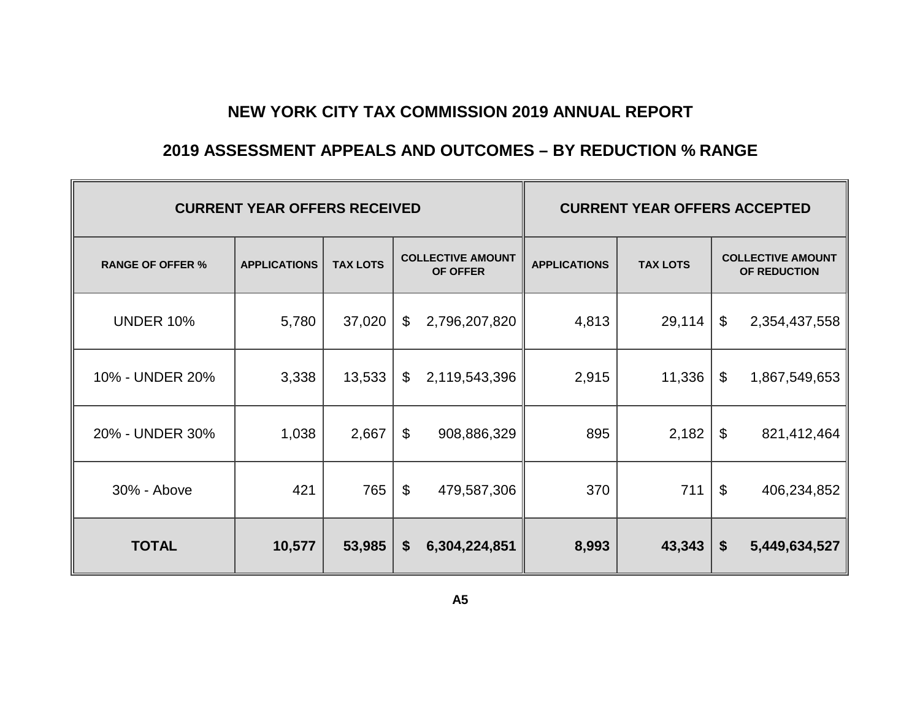# NEW YORK CITY TAX COMMISSION 2019 ANNUAL REPORT

## 2019 ASSESSMENT APPEALS AND OUTCOMES – BY REDUCTION % RANGE

| CURRENT YEAR OFFERS RECEIVED | | | | CURRENT YEAR OFFERS ACCEPTED | | |
|---|---|---|---|---|---|---|
| **RANGE OF OFFER %** | **APPLICATIONS** | **TAX LOTS** | **COLLECTIVE AMOUNT OF OFFER** | **APPLICATIONS** | **TAX LOTS** | **COLLECTIVE AMOUNT OF REDUCTION** |
| UNDER 10% | 5,780 | 37,020 | $ 2,796,207,820 | 4,813 | 29,114 | $ 2,354,437,558 |
| 10% - UNDER 20% | 3,338 | 13,533 | $ 2,119,543,396 | 2,915 | 11,336 | $ 1,867,549,653 |
| 20% - UNDER 30% | 1,038 | 2,667 | $ 908,886,329 | 895 | 2,182 | $ 821,412,464 |
| 30% - Above | 421 | 765 | $ 479,587,306 | 370 | 711 | $ 406,234,852 |
| **TOTAL** | **10,577** | **53,985** | **$ 6,304,224,851** | **8,993** | **43,343** | **$ 5,449,634,527** |

**A5**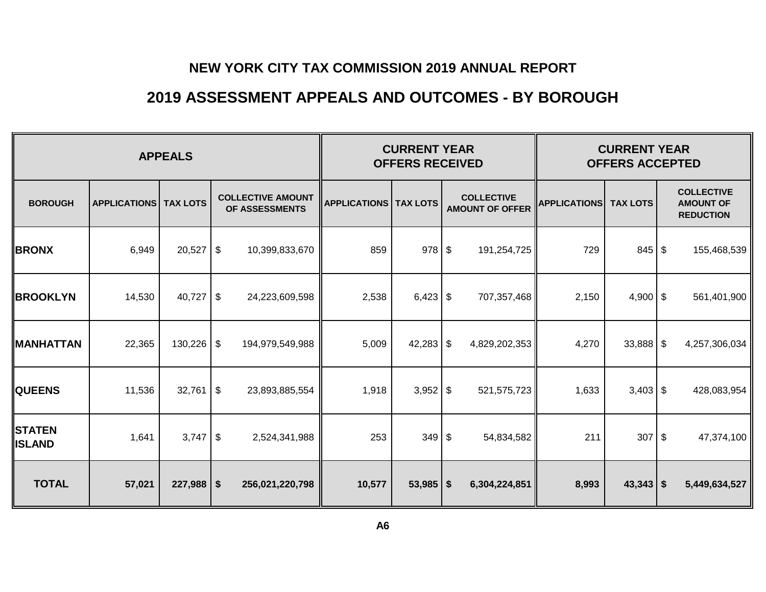# NEW YORK CITY TAX COMMISSION 2019 ANNUAL REPORT

## 2019 ASSESSMENT APPEALS AND OUTCOMES - BY BOROUGH

| APPEALS | | | | CURRENT YEAR OFFERS RECEIVED | | | CURRENT YEAR OFFERS ACCEPTED | | |
|---|---|---|---|---|---|---|---|---|---|
| BOROUGH | APPLICATIONS | TAX LOTS | COLLECTIVE AMOUNT OF ASSESSMENTS | APPLICATIONS | TAX LOTS | COLLECTIVE AMOUNT OF OFFER | APPLICATIONS | TAX LOTS | COLLECTIVE AMOUNT OF REDUCTION |
| **BRONX** | 6,949 | 20,527 | $ 10,399,833,670 | 859 | 978 | $ 191,254,725 | 729 | 845 | $ 155,468,539 |
| **BROOKLYN** | 14,530 | 40,727 | $ 24,223,609,598 | 2,538 | 6,423 | $ 707,357,468 | 2,150 | 4,900 | $ 561,401,900 |
| **MANHATTAN** | 22,365 | 130,226 | $ 194,979,549,988 | 5,009 | 42,283 | $ 4,829,202,353 | 4,270 | 33,888 | $ 4,257,306,034 |
| **QUEENS** | 11,536 | 32,761 | $ 23,893,885,554 | 1,918 | 3,952 | $ 521,575,723 | 1,633 | 3,403 | $ 428,083,954 |
| **STATEN ISLAND** | 1,641 | 3,747 | $ 2,524,341,988 | 253 | 349 | $ 54,834,582 | 211 | 307 | $ 47,374,100 |
| **TOTAL** | **57,021** | **227,988** | **$ 256,021,220,798** | **10,577** | **53,985** | **$ 6,304,224,851** | **8,993** | **43,343** | **$ 5,449,634,527** |

**A6**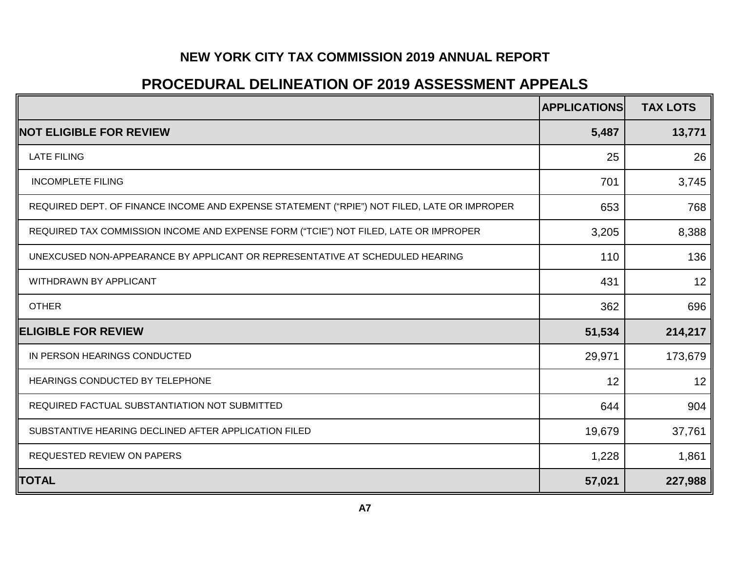## NEW YORK CITY TAX COMMISSION 2019 ANNUAL REPORT

# PROCEDURAL DELINEATION OF 2019 ASSESSMENT APPEALS

| | APPLICATIONS | TAX LOTS |
|---|---|---|
| **NOT ELIGIBLE FOR REVIEW** | **5,487** | **13,771** |
| LATE FILING | 25 | 26 |
| INCOMPLETE FILING | 701 | 3,745 |
| REQUIRED DEPT. OF FINANCE INCOME AND EXPENSE STATEMENT ("RPIE") NOT FILED, LATE OR IMPROPER | 653 | 768 |
| REQUIRED TAX COMMISSION INCOME AND EXPENSE FORM ("TCIE") NOT FILED, LATE OR IMPROPER | 3,205 | 8,388 |
| UNEXCUSED NON-APPEARANCE BY APPLICANT OR REPRESENTATIVE AT SCHEDULED HEARING | 110 | 136 |
| WITHDRAWN BY APPLICANT | 431 | 12 |
| OTHER | 362 | 696 |
| **ELIGIBLE FOR REVIEW** | **51,534** | **214,217** |
| IN PERSON HEARINGS CONDUCTED | 29,971 | 173,679 |
| HEARINGS CONDUCTED BY TELEPHONE | 12 | 12 |
| REQUIRED FACTUAL SUBSTANTIATION NOT SUBMITTED | 644 | 904 |
| SUBSTANTIVE HEARING DECLINED AFTER APPLICATION FILED | 19,679 | 37,761 |
| REQUESTED REVIEW ON PAPERS | 1,228 | 1,861 |
| **TOTAL** | **57,021** | **227,988** |

**A7**